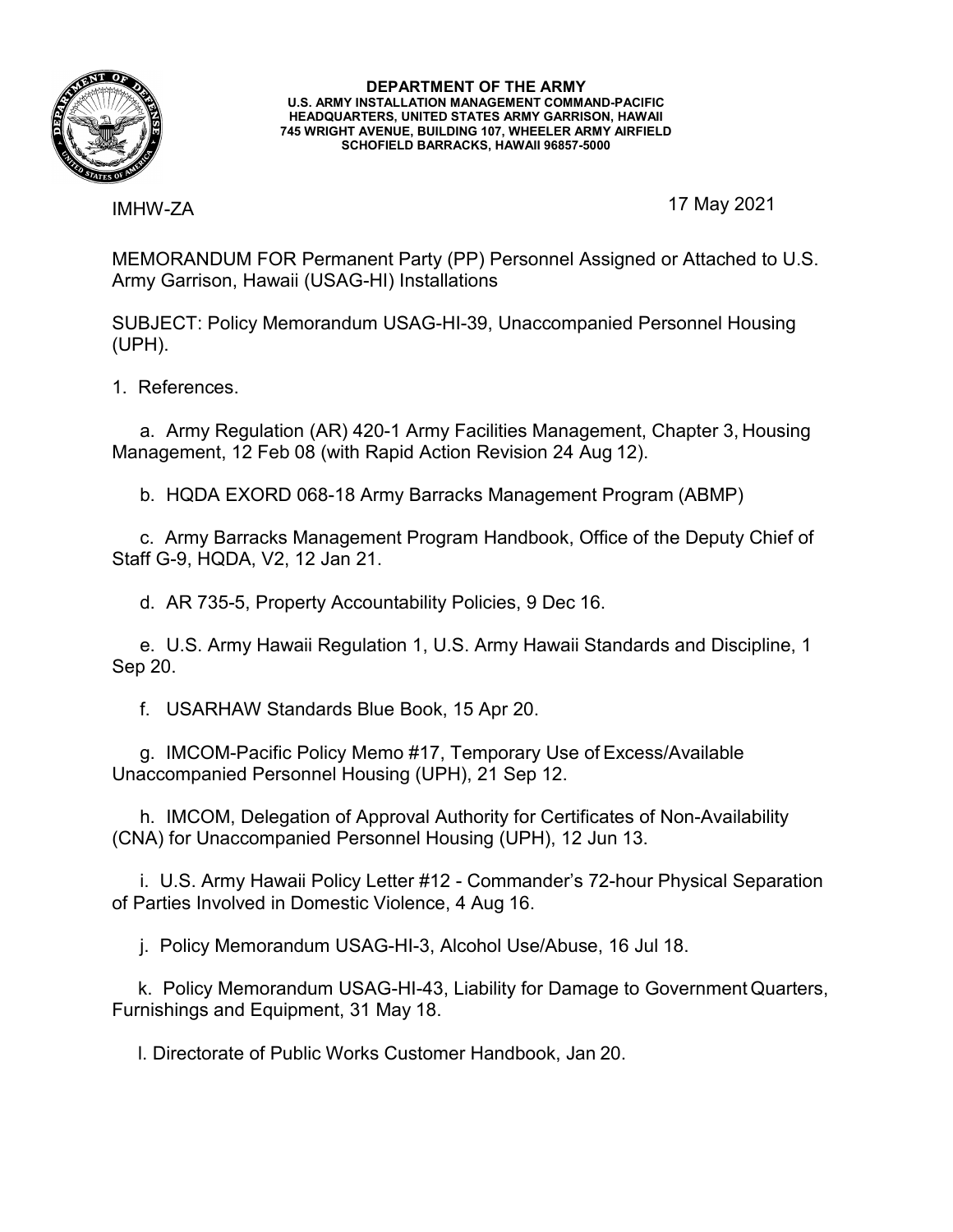**DEPARTMENT OF THE ARMY**
**U.S. ARMY INSTALLATION MANAGEMENT COMMAND-PACIFIC**
**HEADQUARTERS, UNITED STATES ARMY GARRISON, HAWAII**
**745 WRIGHT AVENUE, BUILDING 107, WHEELER ARMY AIRFIELD**
**SCHOFIELD BARRACKS, HAWAII 96857-5000**

IMHW-ZA

17 May 2021

MEMORANDUM FOR Permanent Party (PP) Personnel Assigned or Attached to U.S. Army Garrison, Hawaii (USAG-HI) Installations

SUBJECT: Policy Memorandum USAG-HI-39, Unaccompanied Personnel Housing (UPH).

1. References.

a. Army Regulation (AR) 420-1 Army Facilities Management, Chapter 3, Housing Management, 12 Feb 08 (with Rapid Action Revision 24 Aug 12).

b. HQDA EXORD 068-18 Army Barracks Management Program (ABMP)

c. Army Barracks Management Program Handbook, Office of the Deputy Chief of Staff G-9, HQDA, V2, 12 Jan 21.

d. AR 735-5, Property Accountability Policies, 9 Dec 16.

e. U.S. Army Hawaii Regulation 1, U.S. Army Hawaii Standards and Discipline, 1 Sep 20.

f. USARHAW Standards Blue Book, 15 Apr 20.

g. IMCOM-Pacific Policy Memo #17, Temporary Use of Excess/Available Unaccompanied Personnel Housing (UPH), 21 Sep 12.

h. IMCOM, Delegation of Approval Authority for Certificates of Non-Availability (CNA) for Unaccompanied Personnel Housing (UPH), 12 Jun 13.

i. U.S. Army Hawaii Policy Letter #12 - Commander's 72-hour Physical Separation of Parties Involved in Domestic Violence, 4 Aug 16.

j. Policy Memorandum USAG-HI-3, Alcohol Use/Abuse, 16 Jul 18.

k. Policy Memorandum USAG-HI-43, Liability for Damage to Government Quarters, Furnishings and Equipment, 31 May 18.

l. Directorate of Public Works Customer Handbook, Jan 20.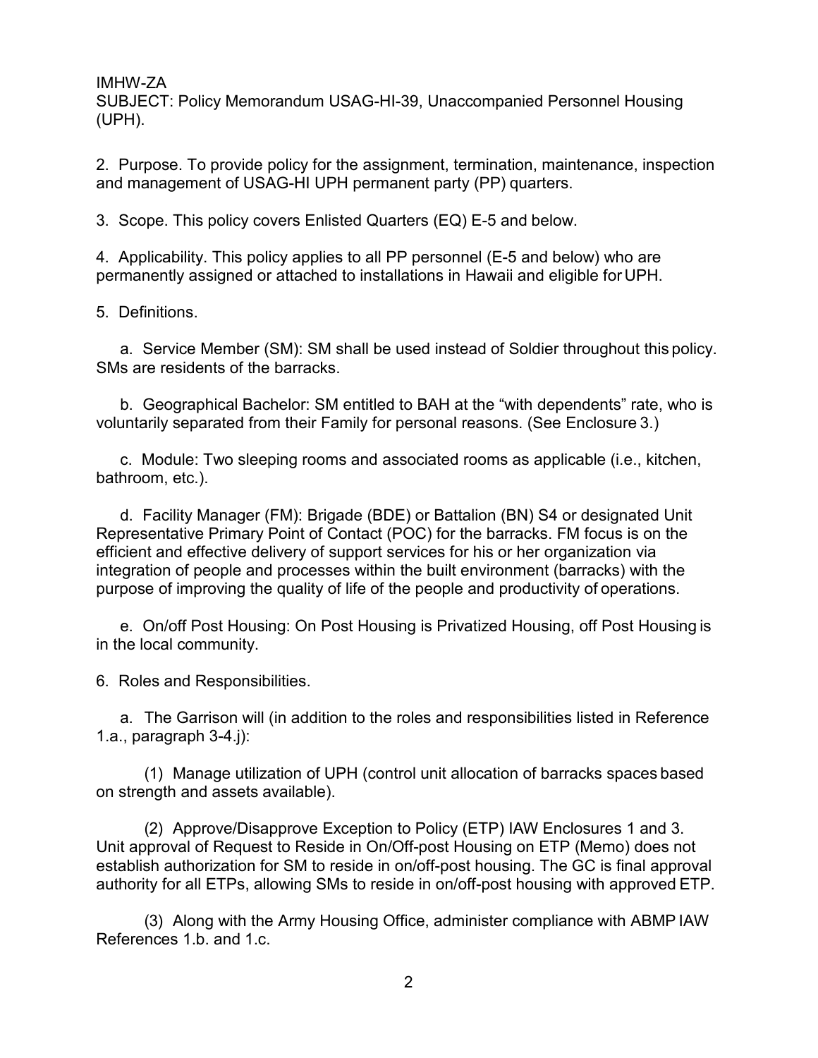IMHW-ZA
SUBJECT: Policy Memorandum USAG-HI-39, Unaccompanied Personnel Housing (UPH).

2. Purpose. To provide policy for the assignment, termination, maintenance, inspection and management of USAG-HI UPH permanent party (PP) quarters.

3. Scope. This policy covers Enlisted Quarters (EQ) E-5 and below.

4. Applicability. This policy applies to all PP personnel (E-5 and below) who are permanently assigned or attached to installations in Hawaii and eligible for UPH.

5. Definitions.

a. Service Member (SM): SM shall be used instead of Soldier throughout this policy. SMs are residents of the barracks.

b. Geographical Bachelor: SM entitled to BAH at the "with dependents" rate, who is voluntarily separated from their Family for personal reasons. (See Enclosure 3.)

c. Module: Two sleeping rooms and associated rooms as applicable (i.e., kitchen, bathroom, etc.).

d. Facility Manager (FM): Brigade (BDE) or Battalion (BN) S4 or designated Unit Representative Primary Point of Contact (POC) for the barracks. FM focus is on the efficient and effective delivery of support services for his or her organization via integration of people and processes within the built environment (barracks) with the purpose of improving the quality of life of the people and productivity of operations.

e. On/off Post Housing: On Post Housing is Privatized Housing, off Post Housing is in the local community.

6. Roles and Responsibilities.

a. The Garrison will (in addition to the roles and responsibilities listed in Reference 1.a., paragraph 3-4.j):

(1) Manage utilization of UPH (control unit allocation of barracks spaces based on strength and assets available).

(2) Approve/Disapprove Exception to Policy (ETP) IAW Enclosures 1 and 3. Unit approval of Request to Reside in On/Off-post Housing on ETP (Memo) does not establish authorization for SM to reside in on/off-post housing. The GC is final approval authority for all ETPs, allowing SMs to reside in on/off-post housing with approved ETP.

(3) Along with the Army Housing Office, administer compliance with ABMP IAW References 1.b. and 1.c.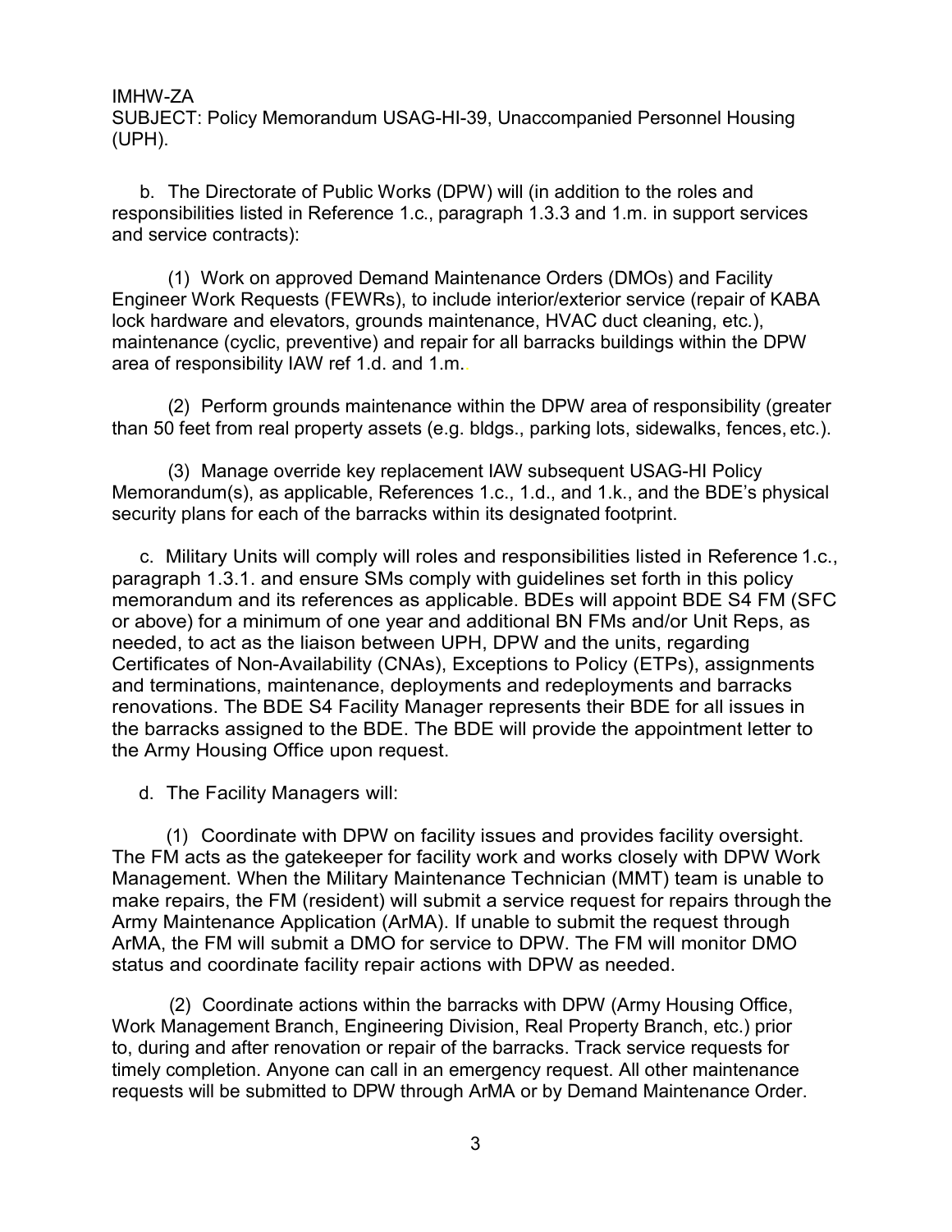b. The Directorate of Public Works (DPW) will (in addition to the roles and responsibilities listed in Reference 1.c., paragraph 1.3.3 and 1.m. in support services and service contracts):

(1) Work on approved Demand Maintenance Orders (DMOs) and Facility Engineer Work Requests (FEWRs), to include interior/exterior service (repair of KABA lock hardware and elevators, grounds maintenance, HVAC duct cleaning, etc.), maintenance (cyclic, preventive) and repair for all barracks buildings within the DPW area of responsibility IAW ref 1.d. and 1.m..

(2) Perform grounds maintenance within the DPW area of responsibility (greater than 50 feet from real property assets (e.g. bldgs., parking lots, sidewalks, fences, etc.).

(3) Manage override key replacement IAW subsequent USAG-HI Policy Memorandum(s), as applicable, References 1.c., 1.d., and 1.k., and the BDE's physical security plans for each of the barracks within its designated footprint.

c. Military Units will comply will roles and responsibilities listed in Reference 1.c., paragraph 1.3.1. and ensure SMs comply with guidelines set forth in this policy memorandum and its references as applicable. BDEs will appoint BDE S4 FM (SFC or above) for a minimum of one year and additional BN FMs and/or Unit Reps, as needed, to act as the liaison between UPH, DPW and the units, regarding Certificates of Non-Availability (CNAs), Exceptions to Policy (ETPs), assignments and terminations, maintenance, deployments and redeployments and barracks renovations. The BDE S4 Facility Manager represents their BDE for all issues in the barracks assigned to the BDE. The BDE will provide the appointment letter to the Army Housing Office upon request.

d. The Facility Managers will:

(1) Coordinate with DPW on facility issues and provides facility oversight. The FM acts as the gatekeeper for facility work and works closely with DPW Work Management. When the Military Maintenance Technician (MMT) team is unable to make repairs, the FM (resident) will submit a service request for repairs through the Army Maintenance Application (ArMA). If unable to submit the request through ArMA, the FM will submit a DMO for service to DPW. The FM will monitor DMO status and coordinate facility repair actions with DPW as needed.

(2) Coordinate actions within the barracks with DPW (Army Housing Office, Work Management Branch, Engineering Division, Real Property Branch, etc.) prior to, during and after renovation or repair of the barracks. Track service requests for timely completion. Anyone can call in an emergency request. All other maintenance requests will be submitted to DPW through ArMA or by Demand Maintenance Order.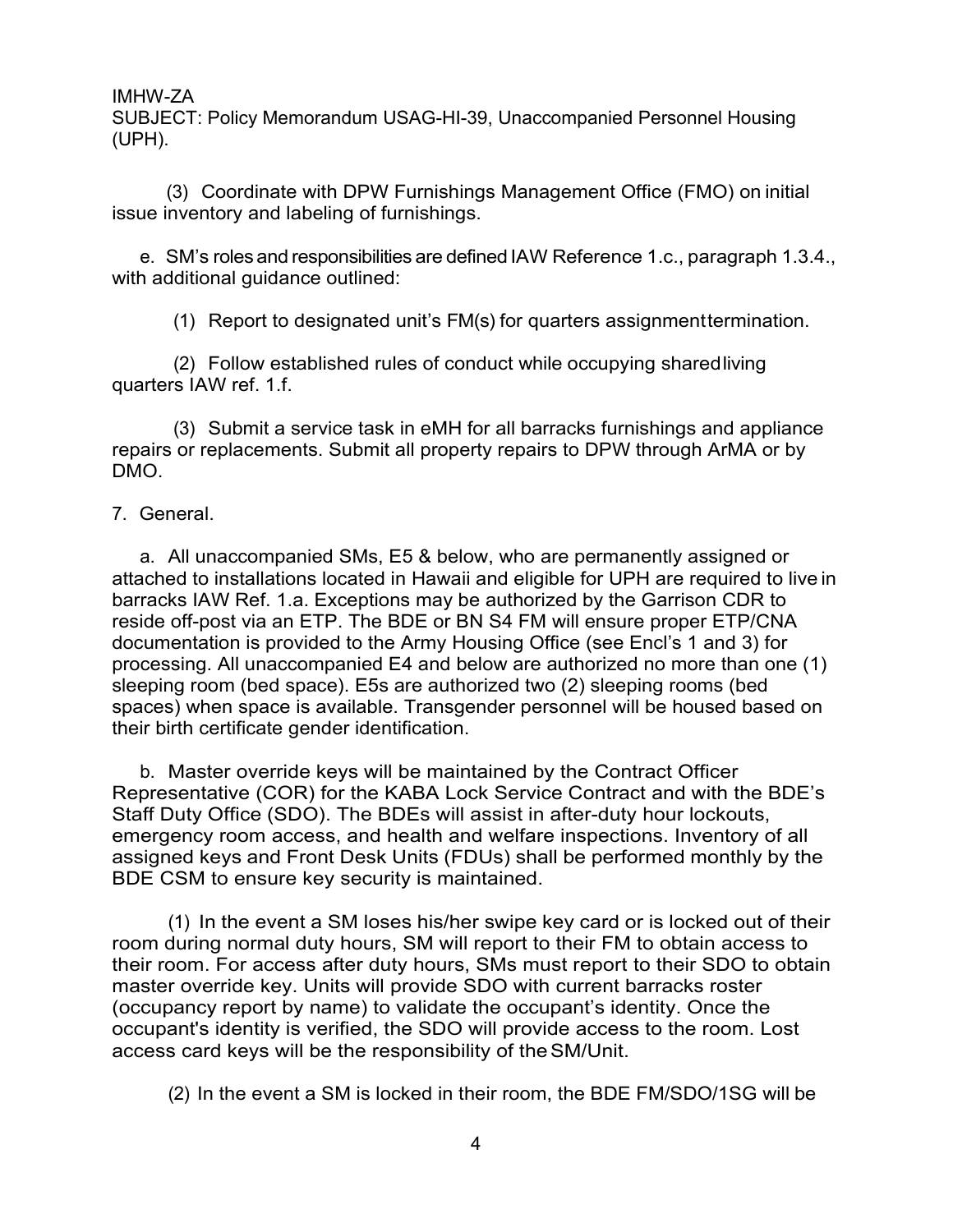IMHW-ZA
SUBJECT: Policy Memorandum USAG-HI-39, Unaccompanied Personnel Housing (UPH).

(3) Coordinate with DPW Furnishings Management Office (FMO) on initial issue inventory and labeling of furnishings.

e. SM's roles and responsibilities are defined IAW Reference 1.c., paragraph 1.3.4., with additional guidance outlined:

(1) Report to designated unit's FM(s) for quarters assignment termination.

(2) Follow established rules of conduct while occupying shared living quarters IAW ref. 1.f.

(3) Submit a service task in eMH for all barracks furnishings and appliance repairs or replacements. Submit all property repairs to DPW through ArMA or by DMO.

7. General.

a. All unaccompanied SMs, E5 & below, who are permanently assigned or attached to installations located in Hawaii and eligible for UPH are required to live in barracks IAW Ref. 1.a. Exceptions may be authorized by the Garrison CDR to reside off-post via an ETP. The BDE or BN S4 FM will ensure proper ETP/CNA documentation is provided to the Army Housing Office (see Encl's 1 and 3) for processing. All unaccompanied E4 and below are authorized no more than one (1) sleeping room (bed space). E5s are authorized two (2) sleeping rooms (bed spaces) when space is available. Transgender personnel will be housed based on their birth certificate gender identification.

b. Master override keys will be maintained by the Contract Officer Representative (COR) for the KABA Lock Service Contract and with the BDE's Staff Duty Office (SDO). The BDEs will assist in after-duty hour lockouts, emergency room access, and health and welfare inspections. Inventory of all assigned keys and Front Desk Units (FDUs) shall be performed monthly by the BDE CSM to ensure key security is maintained.

(1) In the event a SM loses his/her swipe key card or is locked out of their room during normal duty hours, SM will report to their FM to obtain access to their room. For access after duty hours, SMs must report to their SDO to obtain master override key. Units will provide SDO with current barracks roster (occupancy report by name) to validate the occupant's identity. Once the occupant's identity is verified, the SDO will provide access to the room. Lost access card keys will be the responsibility of the SM/Unit.

(2) In the event a SM is locked in their room, the BDE FM/SDO/1SG will be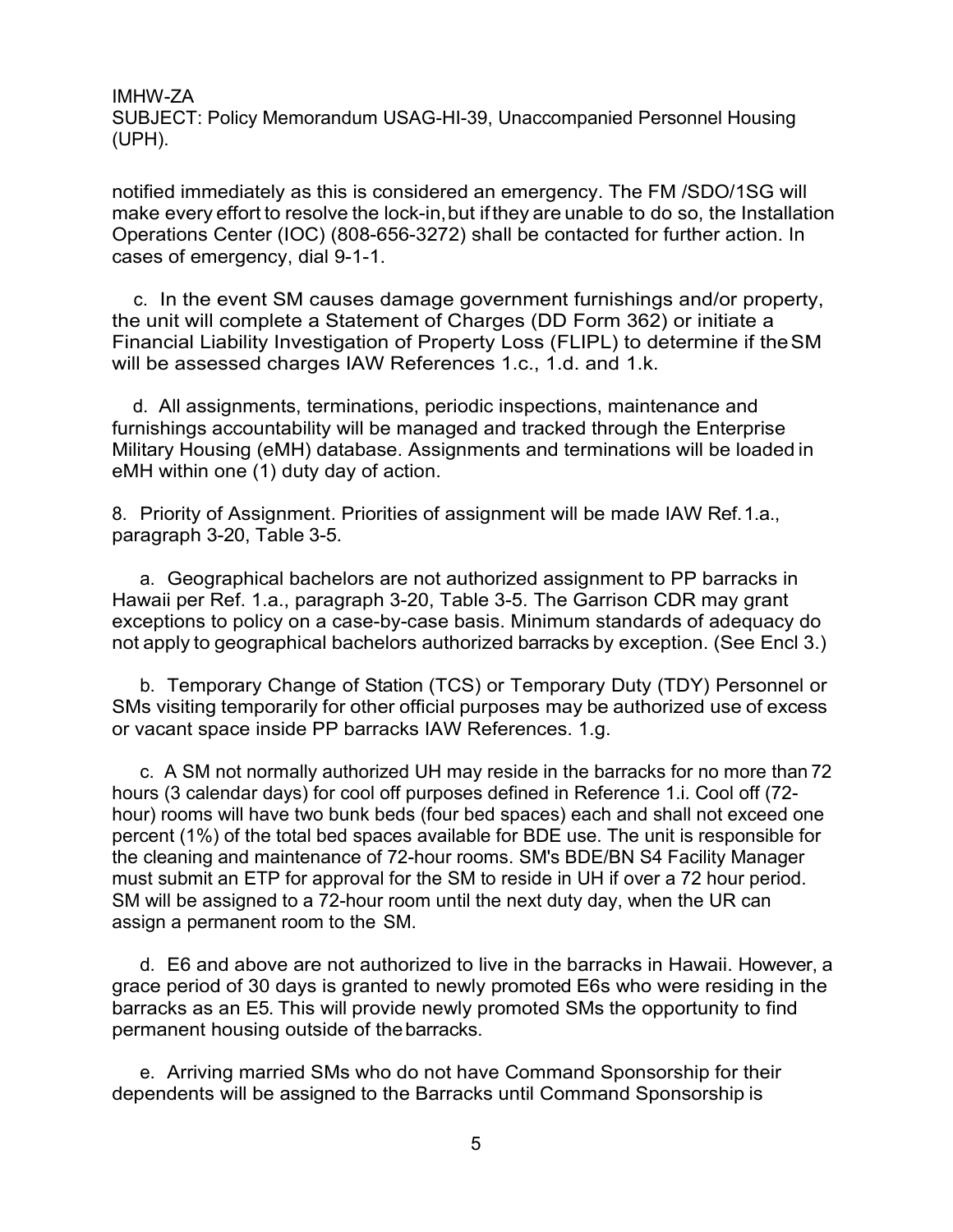notified immediately as this is considered an emergency. The FM /SDO/1SG will make every effort to resolve the lock-in, but if they are unable to do so, the Installation Operations Center (IOC) (808-656-3272) shall be contacted for further action. In cases of emergency, dial 9-1-1.

c. In the event SM causes damage government furnishings and/or property, the unit will complete a Statement of Charges (DD Form 362) or initiate a Financial Liability Investigation of Property Loss (FLIPL) to determine if the SM will be assessed charges IAW References 1.c., 1.d. and 1.k.

d. All assignments, terminations, periodic inspections, maintenance and furnishings accountability will be managed and tracked through the Enterprise Military Housing (eMH) database. Assignments and terminations will be loaded in eMH within one (1) duty day of action.

8. Priority of Assignment. Priorities of assignment will be made IAW Ref. 1.a., paragraph 3-20, Table 3-5.

a. Geographical bachelors are not authorized assignment to PP barracks in Hawaii per Ref. 1.a., paragraph 3-20, Table 3-5. The Garrison CDR may grant exceptions to policy on a case-by-case basis. Minimum standards of adequacy do not apply to geographical bachelors authorized barracks by exception. (See Encl 3.)

b. Temporary Change of Station (TCS) or Temporary Duty (TDY) Personnel or SMs visiting temporarily for other official purposes may be authorized use of excess or vacant space inside PP barracks IAW References. 1.g.

c. A SM not normally authorized UH may reside in the barracks for no more than 72 hours (3 calendar days) for cool off purposes defined in Reference 1.i. Cool off (72-hour) rooms will have two bunk beds (four bed spaces) each and shall not exceed one percent (1%) of the total bed spaces available for BDE use. The unit is responsible for the cleaning and maintenance of 72-hour rooms. SM's BDE/BN S4 Facility Manager must submit an ETP for approval for the SM to reside in UH if over a 72 hour period. SM will be assigned to a 72-hour room until the next duty day, when the UR can assign a permanent room to the SM.

d. E6 and above are not authorized to live in the barracks in Hawaii. However, a grace period of 30 days is granted to newly promoted E6s who were residing in the barracks as an E5. This will provide newly promoted SMs the opportunity to find permanent housing outside of the barracks.

e. Arriving married SMs who do not have Command Sponsorship for their dependents will be assigned to the Barracks until Command Sponsorship is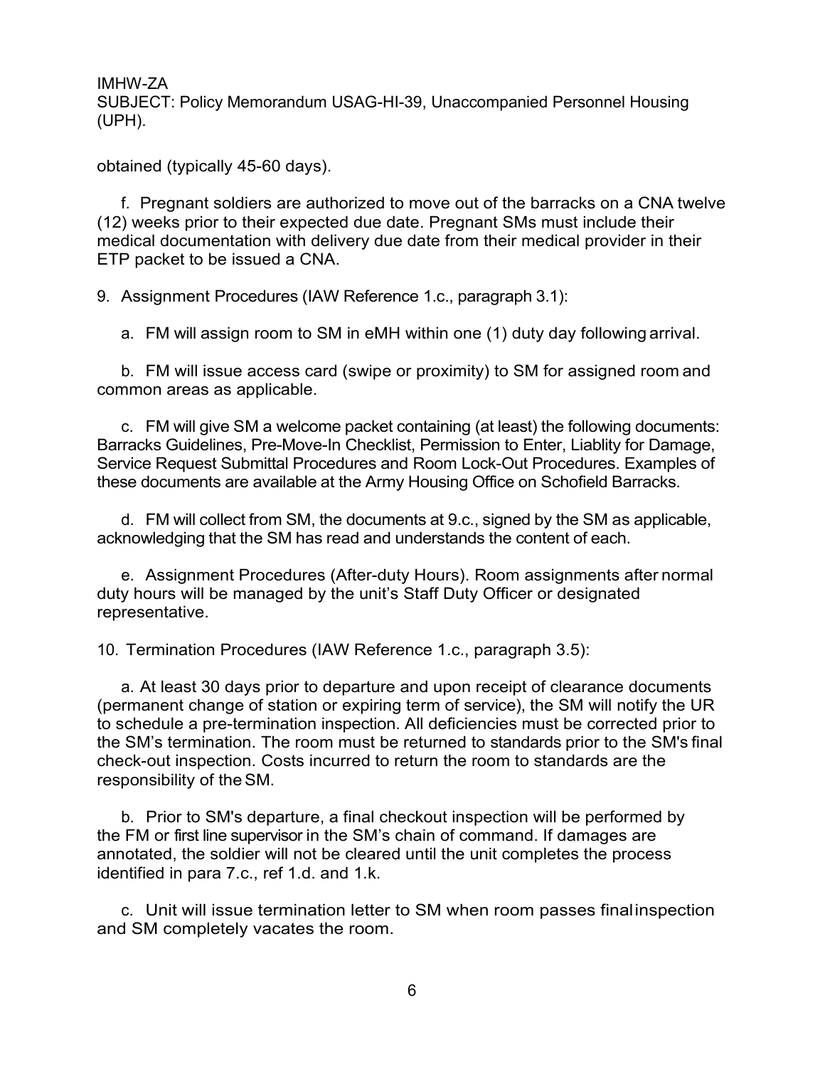obtained (typically 45-60 days).

f. Pregnant soldiers are authorized to move out of the barracks on a CNA twelve (12) weeks prior to their expected due date. Pregnant SMs must include their medical documentation with delivery due date from their medical provider in their ETP packet to be issued a CNA.

9. Assignment Procedures (IAW Reference 1.c., paragraph 3.1):

a. FM will assign room to SM in eMH within one (1) duty day following arrival.

b. FM will issue access card (swipe or proximity) to SM for assigned room and common areas as applicable.

c. FM will give SM a welcome packet containing (at least) the following documents: Barracks Guidelines, Pre-Move-In Checklist, Permission to Enter, Liablity for Damage, Service Request Submittal Procedures and Room Lock-Out Procedures. Examples of these documents are available at the Army Housing Office on Schofield Barracks.

d. FM will collect from SM, the documents at 9.c., signed by the SM as applicable, acknowledging that the SM has read and understands the content of each.

e. Assignment Procedures (After-duty Hours). Room assignments after normal duty hours will be managed by the unit's Staff Duty Officer or designated representative.

10. Termination Procedures (IAW Reference 1.c., paragraph 3.5):

a. At least 30 days prior to departure and upon receipt of clearance documents (permanent change of station or expiring term of service), the SM will notify the UR to schedule a pre-termination inspection. All deficiencies must be corrected prior to the SM's termination. The room must be returned to standards prior to the SM's final check-out inspection. Costs incurred to return the room to standards are the responsibility of the SM.

b. Prior to SM's departure, a final checkout inspection will be performed by the FM or first line supervisor in the SM's chain of command. If damages are annotated, the soldier will not be cleared until the unit completes the process identified in para 7.c., ref 1.d. and 1.k.

c. Unit will issue termination letter to SM when room passes final inspection and SM completely vacates the room.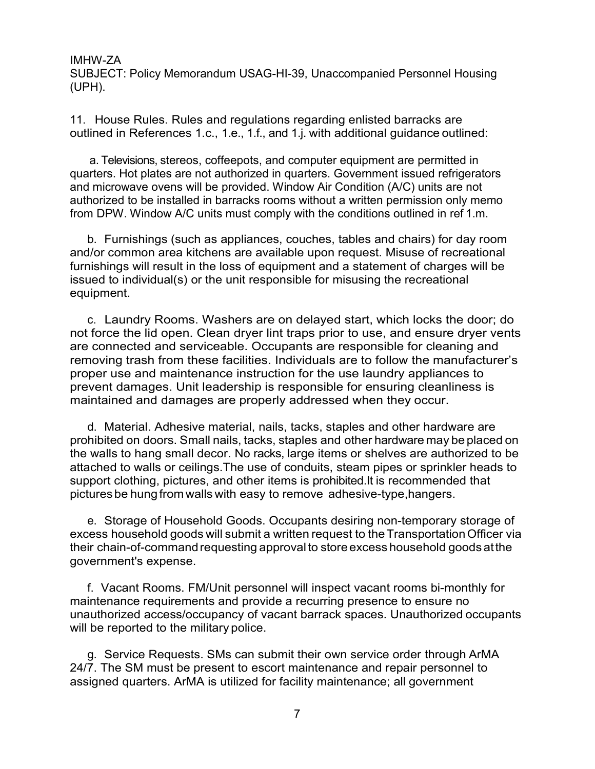11. House Rules. Rules and regulations regarding enlisted barracks are outlined in References 1.c., 1.e., 1.f., and 1.j. with additional guidance outlined:

a. Televisions, stereos, coffeepots, and computer equipment are permitted in quarters. Hot plates are not authorized in quarters. Government issued refrigerators and microwave ovens will be provided. Window Air Condition (A/C) units are not authorized to be installed in barracks rooms without a written permission only memo from DPW. Window A/C units must comply with the conditions outlined in ref 1.m.

b. Furnishings (such as appliances, couches, tables and chairs) for day room and/or common area kitchens are available upon request. Misuse of recreational furnishings will result in the loss of equipment and a statement of charges will be issued to individual(s) or the unit responsible for misusing the recreational equipment.

c. Laundry Rooms. Washers are on delayed start, which locks the door; do not force the lid open. Clean dryer lint traps prior to use, and ensure dryer vents are connected and serviceable. Occupants are responsible for cleaning and removing trash from these facilities. Individuals are to follow the manufacturer's proper use and maintenance instruction for the use laundry appliances to prevent damages. Unit leadership is responsible for ensuring cleanliness is maintained and damages are properly addressed when they occur.

d. Material. Adhesive material, nails, tacks, staples and other hardware are prohibited on doors. Small nails, tacks, staples and other hardware may be placed on the walls to hang small decor. No racks, large items or shelves are authorized to be attached to walls or ceilings.The use of conduits, steam pipes or sprinkler heads to support clothing, pictures, and other items is prohibited.It is recommended that pictures be hung from walls with easy to remove adhesive-type,hangers.

e. Storage of Household Goods. Occupants desiring non-temporary storage of excess household goods will submit a written request to the Transportation Officer via their chain-of-command requesting approval to store excess household goods at the government's expense.

f. Vacant Rooms. FM/Unit personnel will inspect vacant rooms bi-monthly for maintenance requirements and provide a recurring presence to ensure no unauthorized access/occupancy of vacant barrack spaces. Unauthorized occupants will be reported to the military police.

g. Service Requests. SMs can submit their own service order through ArMA 24/7. The SM must be present to escort maintenance and repair personnel to assigned quarters. ArMA is utilized for facility maintenance; all government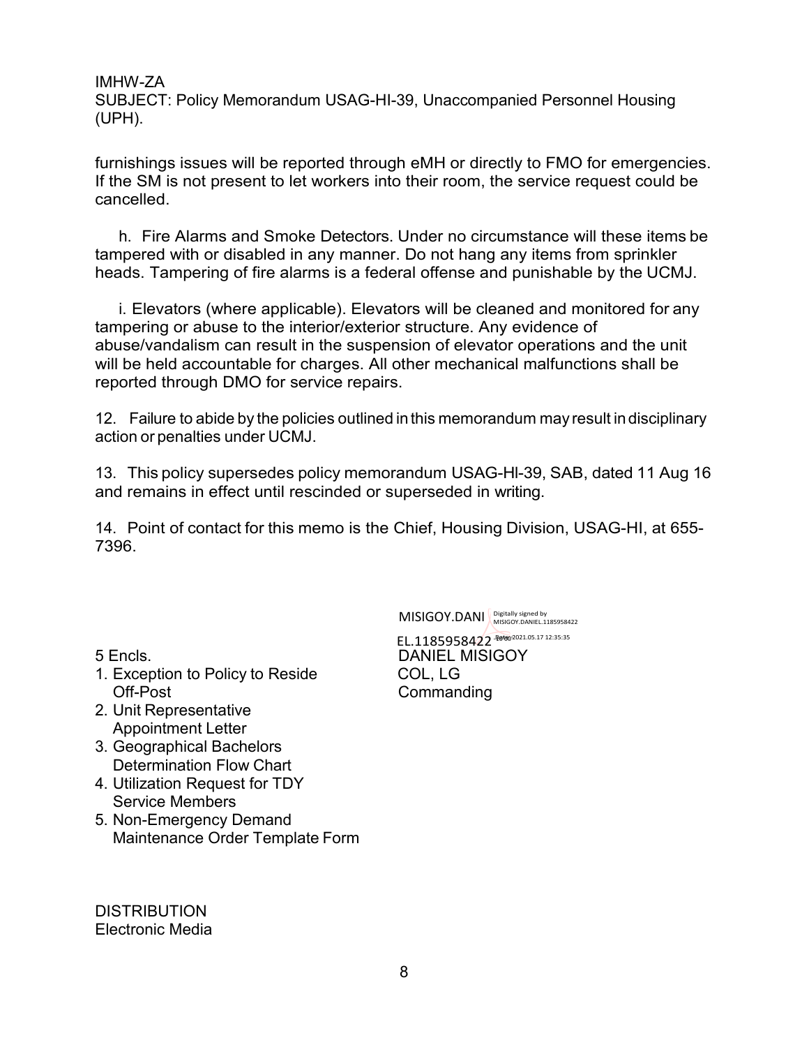furnishings issues will be reported through eMH or directly to FMO for emergencies. If the SM is not present to let workers into their room, the service request could be cancelled.

h. Fire Alarms and Smoke Detectors. Under no circumstance will these items be tampered with or disabled in any manner. Do not hang any items from sprinkler heads. Tampering of fire alarms is a federal offense and punishable by the UCMJ.

i. Elevators (where applicable). Elevators will be cleaned and monitored for any tampering or abuse to the interior/exterior structure. Any evidence of abuse/vandalism can result in the suspension of elevator operations and the unit will be held accountable for charges. All other mechanical malfunctions shall be reported through DMO for service repairs.

12. Failure to abide by the policies outlined in this memorandum may result in disciplinary action or penalties under UCMJ.

13. This policy supersedes policy memorandum USAG-HI-39, SAB, dated 11 Aug 16 and remains in effect until rescinded or superseded in writing.

14. Point of contact for this memo is the Chief, Housing Division, USAG-HI, at 655-7396.

MISIGOY.DANIEL.1185958422 Digitally signed by MISIGOY.DANIEL.1185958422 Date: 2021.05.17 12:35:35

DANIEL MISIGOY
COL, LG
Commanding

5 Encls.
1. Exception to Policy to Reside Off-Post
2. Unit Representative Appointment Letter
3. Geographical Bachelors Determination Flow Chart
4. Utilization Request for TDY Service Members
5. Non-Emergency Demand Maintenance Order Template Form

DISTRIBUTION
Electronic Media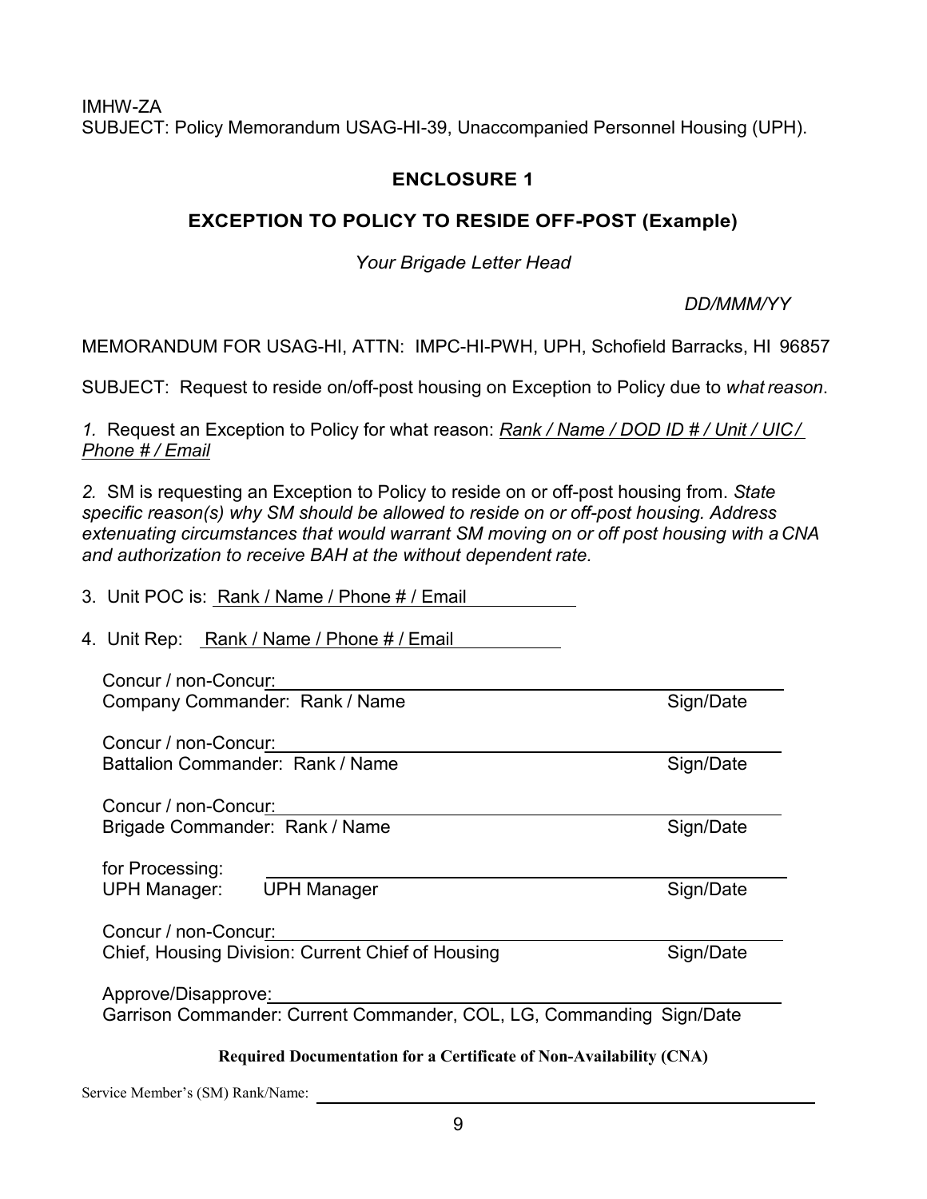IMHW-ZA
SUBJECT: Policy Memorandum USAG-HI-39, Unaccompanied Personnel Housing (UPH).

## ENCLOSURE 1

## EXCEPTION TO POLICY TO RESIDE OFF-POST (Example)

*Your Brigade Letter Head*

*DD/MMM/YY*

MEMORANDUM FOR USAG-HI, ATTN: IMPC-HI-PWH, UPH, Schofield Barracks, HI 96857

SUBJECT: Request to reside on/off-post housing on Exception to Policy due to *what reason*.

*1.* Request an Exception to Policy for what reason: *Rank / Name / DOD ID # / Unit / UIC / Phone # / Email*

*2.* SM is requesting an Exception to Policy to reside on or off-post housing from. *State specific reason(s) why SM should be allowed to reside on or off-post housing. Address extenuating circumstances that would warrant SM moving on or off post housing with a CNA and authorization to receive BAH at the without dependent rate.*

3. Unit POC is: Rank / Name / Phone # / Email

4. Unit Rep: Rank / Name / Phone # / Email

Concur / non-Concur: ______________________________
Company Commander: Rank / Name Sign/Date

Concur / non-Concur: ______________________________
Battalion Commander: Rank / Name Sign/Date

Concur / non-Concur: ______________________________
Brigade Commander: Rank / Name Sign/Date

for Processing: ______________________________
UPH Manager: UPH Manager Sign/Date

Concur / non-Concur: ______________________________
Chief, Housing Division: Current Chief of Housing Sign/Date

Approve/Disapprove: ______________________________
Garrison Commander: Current Commander, COL, LG, Commanding Sign/Date

**Required Documentation for a Certificate of Non-Availability (CNA)**

Service Member's (SM) Rank/Name: ______________________________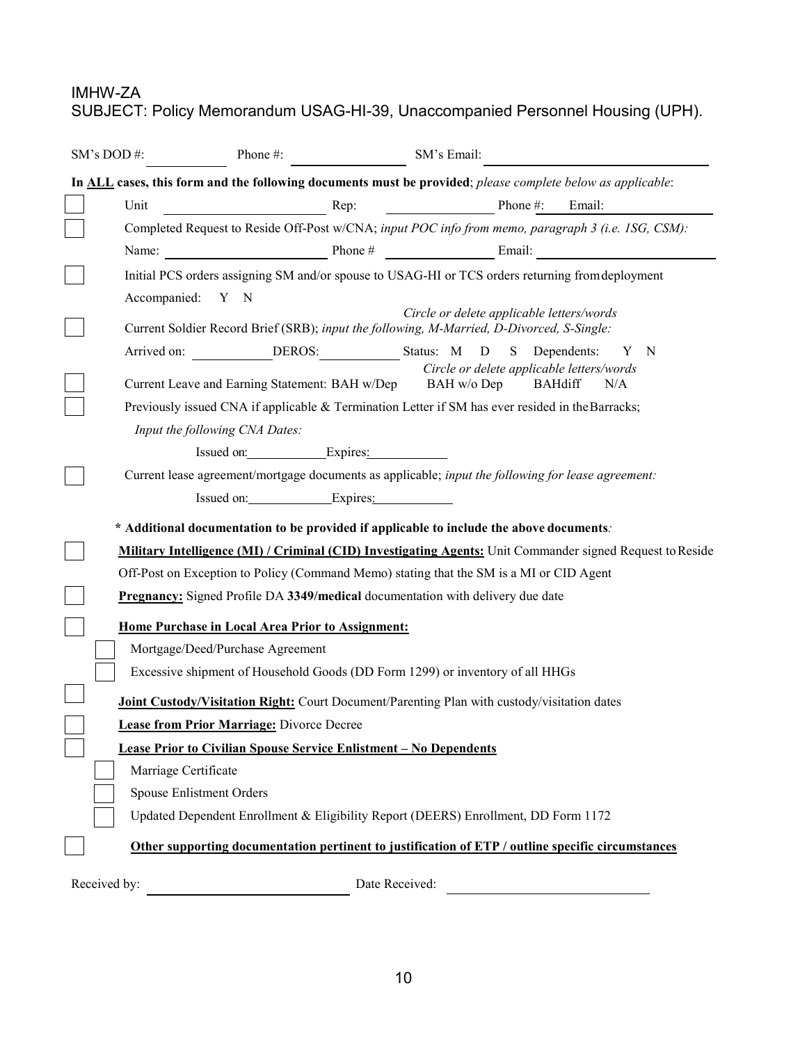IMHW-ZA
SUBJECT: Policy Memorandum USAG-HI-39, Unaccompanied Personnel Housing (UPH).

SM's DOD #: ____________ Phone #: ________________ SM's Email: ______________________________

**In ALL cases, this form and the following documents must be provided**; *please complete below as applicable*:

☐ Unit ______________________ Rep: ______________ Phone #: ______ Email: ______________

☐ Completed Request to Reside Off-Post w/CNA; *input POC info from memo, paragraph 3 (i.e. 1SG, CSM):*
Name: ______________________ Phone # ______________ Email: ______________________

☐ Initial PCS orders assigning SM and/or spouse to USAG-HI or TCS orders returning from deployment
Accompanied: Y N

*Circle or delete applicable letters/words*

☐ Current Soldier Record Brief (SRB); *input the following, M-Married, D-Divorced, S-Single:*
Arrived on: __________ DEROS: __________ Status: M D S Dependents: Y N

*Circle or delete applicable letters/words*

☐ Current Leave and Earning Statement: BAH w/Dep BAH w/o Dep BAHdiff N/A

☐ Previously issued CNA if applicable & Termination Letter if SM has ever resided in the Barracks;
*Input the following CNA Dates:*
Issued on: __________ Expires: __________

☐ Current lease agreement/mortgage documents as applicable; *input the following for lease agreement:*
Issued on: __________ Expires: __________

**\* Additional documentation to be provided if applicable to include the above documents***:*

☐ **Military Intelligence (MI) / Criminal (CID) Investigating Agents:** Unit Commander signed Request to Reside Off-Post on Exception to Policy (Command Memo) stating that the SM is a MI or CID Agent

☐ **Pregnancy:** Signed Profile DA **3349/medical** documentation with delivery due date

☐ **Home Purchase in Local Area Prior to Assignment:**
- ☐ Mortgage/Deed/Purchase Agreement
- ☐ Excessive shipment of Household Goods (DD Form 1299) or inventory of all HHGs

☐ **Joint Custody/Visitation Right:** Court Document/Parenting Plan with custody/visitation dates

☐ **Lease from Prior Marriage:** Divorce Decree

☐ **Lease Prior to Civilian Spouse Service Enlistment – No Dependents**
- ☐ Marriage Certificate
- ☐ Spouse Enlistment Orders
- ☐ Updated Dependent Enrollment & Eligibility Report (DEERS) Enrollment, DD Form 1172

☐ **Other supporting documentation pertinent to justification of ETP / outline specific circumstances**

Received by: ______________________ Date Received: ______________________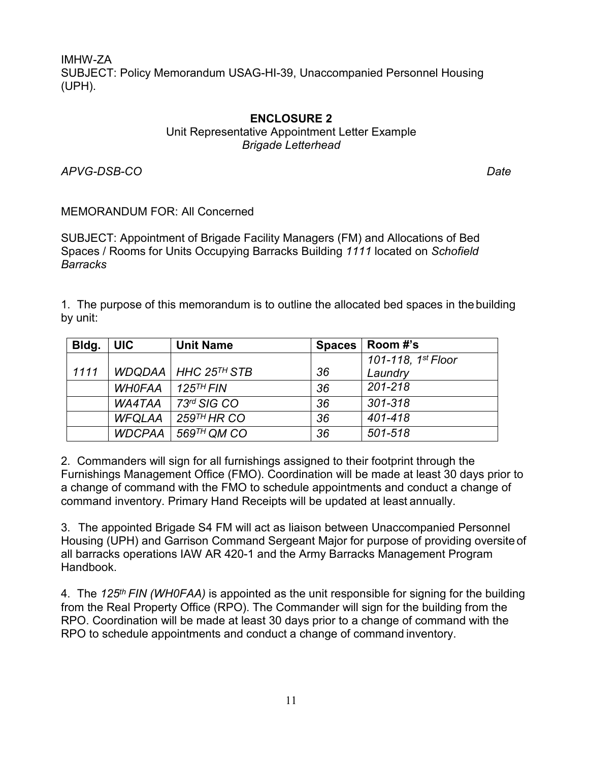IMHW-ZA
SUBJECT: Policy Memorandum USAG-HI-39, Unaccompanied Personnel Housing (UPH).

## ENCLOSURE 2

Unit Representative Appointment Letter Example
*Brigade Letterhead*

*APVG-DSB-CO* *Date*

MEMORANDUM FOR: All Concerned

SUBJECT: Appointment of Brigade Facility Managers (FM) and Allocations of Bed Spaces / Rooms for Units Occupying Barracks Building *1111* located on *Schofield Barracks*

1. The purpose of this memorandum is to outline the allocated bed spaces in the building by unit:

| Bldg. | UIC | Unit Name | Spaces | Room #'s |
|---|---|---|---|---|
| *1111* | *WDQDAA* | *HHC 25TH STB* | *36* | *101-118, 1st Floor Laundry* |
| | *WH0FAA* | *125TH FIN* | *36* | *201-218* |
| | *WA4TAA* | *73rd SIG CO* | *36* | *301-318* |
| | *WFQLAA* | *259TH HR CO* | *36* | *401-418* |
| | *WDCPAA* | *569TH QM CO* | *36* | *501-518* |

2. Commanders will sign for all furnishings assigned to their footprint through the Furnishings Management Office (FMO). Coordination will be made at least 30 days prior to a change of command with the FMO to schedule appointments and conduct a change of command inventory. Primary Hand Receipts will be updated at least annually.

3. The appointed Brigade S4 FM will act as liaison between Unaccompanied Personnel Housing (UPH) and Garrison Command Sergeant Major for purpose of providing oversite of all barracks operations IAW AR 420-1 and the Army Barracks Management Program Handbook.

4. The *125th FIN (WH0FAA)* is appointed as the unit responsible for signing for the building from the Real Property Office (RPO). The Commander will sign for the building from the RPO. Coordination will be made at least 30 days prior to a change of command with the RPO to schedule appointments and conduct a change of command inventory.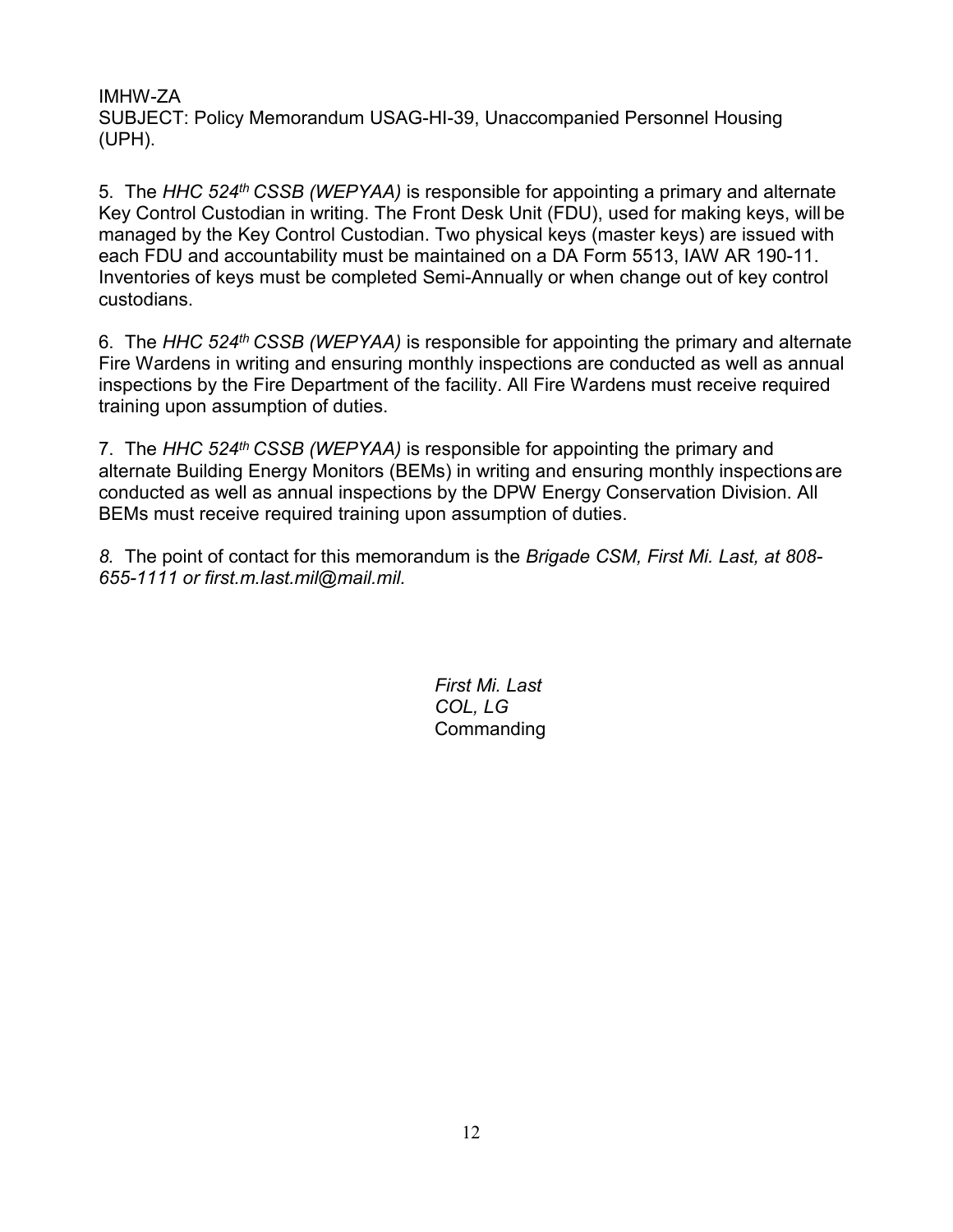IMHW-ZA
SUBJECT: Policy Memorandum USAG-HI-39, Unaccompanied Personnel Housing (UPH).

5. The *HHC 524th CSSB (WEPYAA)* is responsible for appointing a primary and alternate Key Control Custodian in writing. The Front Desk Unit (FDU), used for making keys, will be managed by the Key Control Custodian. Two physical keys (master keys) are issued with each FDU and accountability must be maintained on a DA Form 5513, IAW AR 190-11. Inventories of keys must be completed Semi-Annually or when change out of key control custodians.

6. The *HHC 524th CSSB (WEPYAA)* is responsible for appointing the primary and alternate Fire Wardens in writing and ensuring monthly inspections are conducted as well as annual inspections by the Fire Department of the facility. All Fire Wardens must receive required training upon assumption of duties.

7. The *HHC 524th CSSB (WEPYAA)* is responsible for appointing the primary and alternate Building Energy Monitors (BEMs) in writing and ensuring monthly inspections are conducted as well as annual inspections by the DPW Energy Conservation Division. All BEMs must receive required training upon assumption of duties.

*8.* The point of contact for this memorandum is the *Brigade CSM, First Mi. Last, at 808-655-1111 or first.m.last.mil@mail.mil.*

*First Mi. Last*
*COL, LG*
Commanding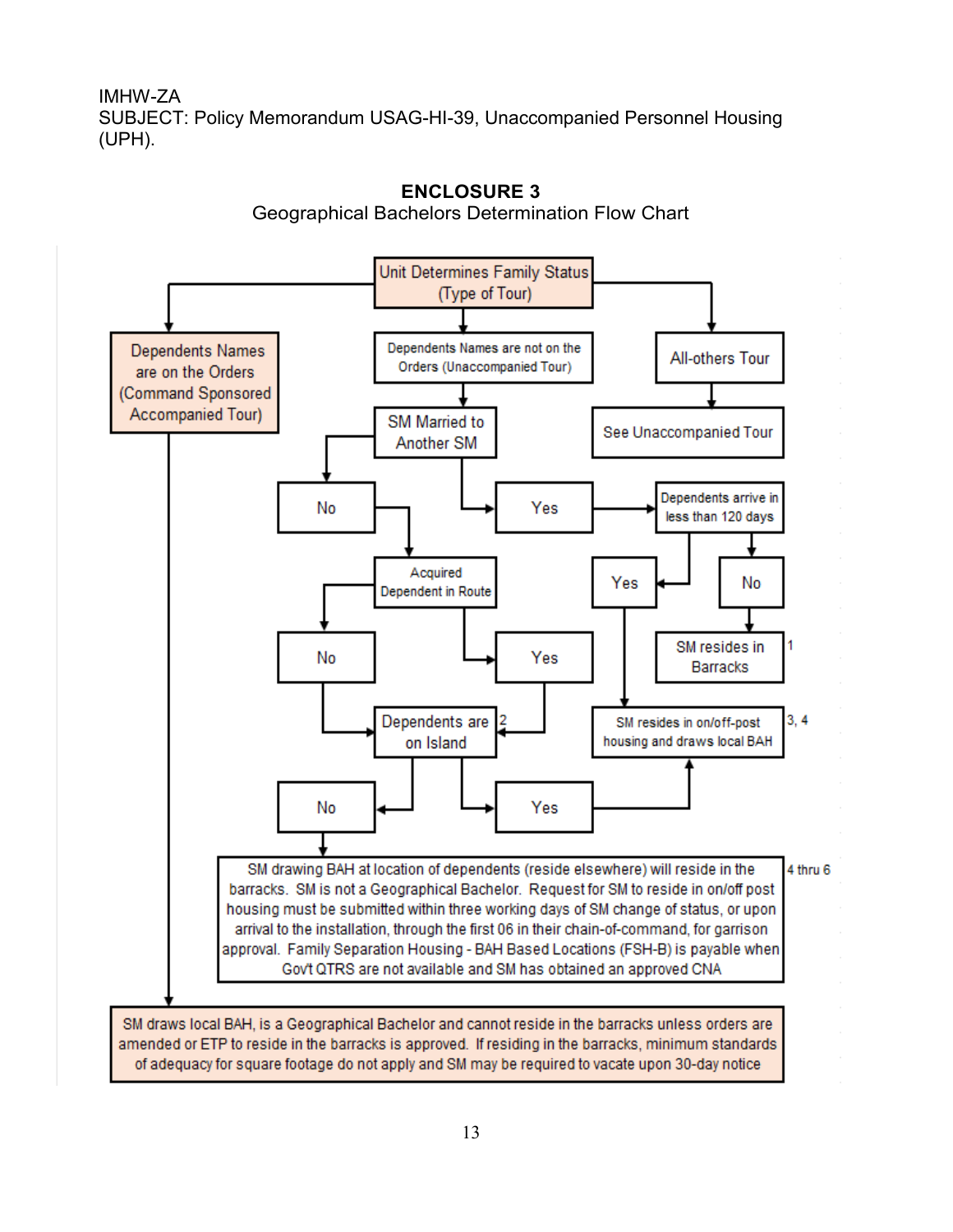IMHW-ZA
SUBJECT: Policy Memorandum USAG-HI-39, Unaccompanied Personnel Housing (UPH).

**ENCLOSURE 3**
Geographical Bachelors Determination Flow Chart

Unit Determines Family Status (Type of Tour)

Dependents Names are on the Orders (Command Sponsored Accompanied Tour)

Dependents Names are not on the Orders (Unaccompanied Tour)

All-others Tour

See Unaccompanied Tour

SM Married to Another SM

No

Yes

Dependents arrive in less than 120 days

Acquired Dependent in Route

Yes

No

SM resides in Barracks 1

No

Yes

Dependents are on Island 2

SM resides in on/off-post housing and draws local BAH 3, 4

No

Yes

SM drawing BAH at location of dependents (reside elsewhere) will reside in the barracks. SM is not a Geographical Bachelor. Request for SM to reside in on/off post housing must be submitted within three working days of SM change of status, or upon arrival to the installation, through the first 06 in their chain-of-command, for garrison approval. Family Separation Housing - BAH Based Locations (FSH-B) is payable when Gov't QTRS are not available and SM has obtained an approved CNA 4 thru 6

SM draws local BAH, is a Geographical Bachelor and cannot reside in the barracks unless orders are amended or ETP to reside in the barracks is approved. If residing in the barracks, minimum standards of adequacy for square footage do not apply and SM may be required to vacate upon 30-day notice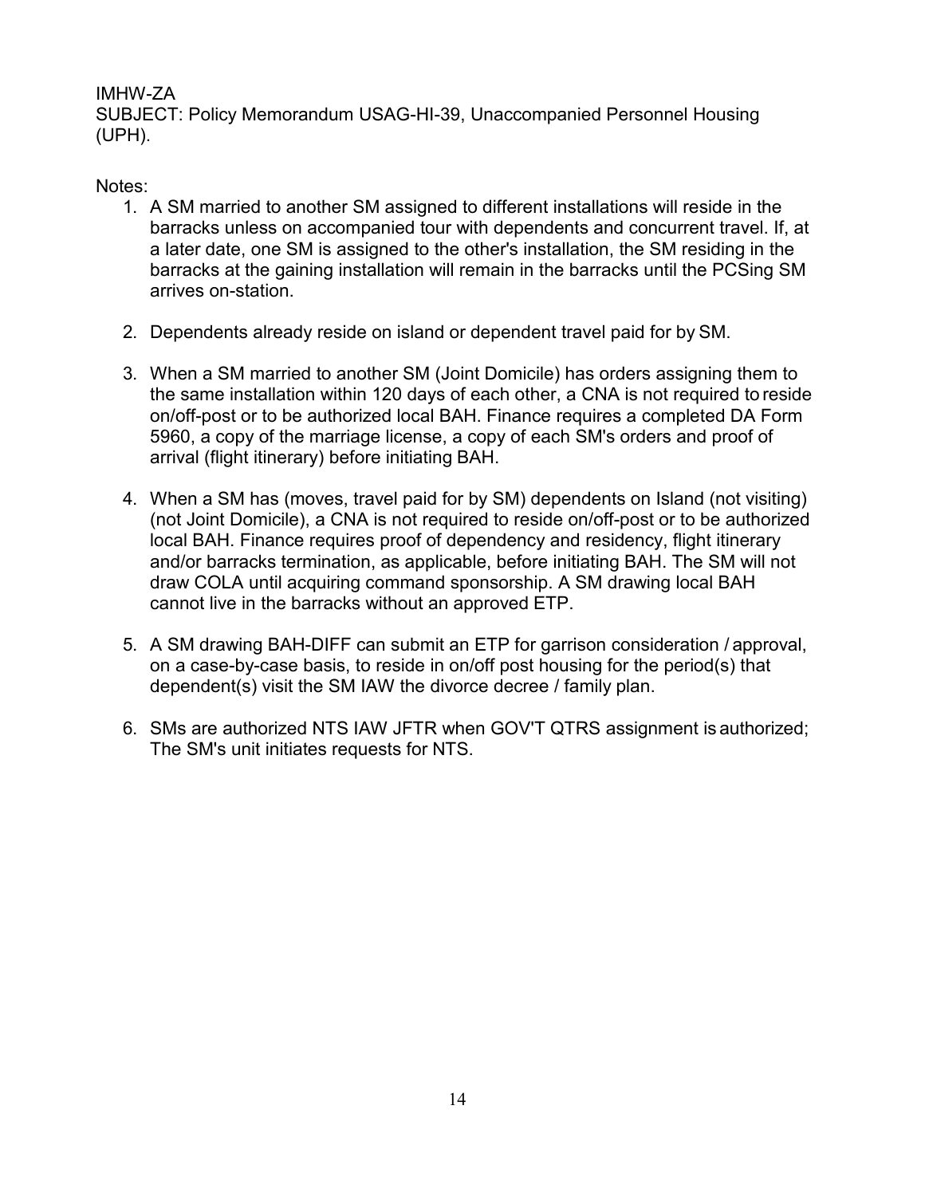IMHW-ZA
SUBJECT: Policy Memorandum USAG-HI-39, Unaccompanied Personnel Housing (UPH).

Notes:

1. A SM married to another SM assigned to different installations will reside in the barracks unless on accompanied tour with dependents and concurrent travel. If, at a later date, one SM is assigned to the other's installation, the SM residing in the barracks at the gaining installation will remain in the barracks until the PCSing SM arrives on-station.

2. Dependents already reside on island or dependent travel paid for by SM.

3. When a SM married to another SM (Joint Domicile) has orders assigning them to the same installation within 120 days of each other, a CNA is not required to reside on/off-post or to be authorized local BAH. Finance requires a completed DA Form 5960, a copy of the marriage license, a copy of each SM's orders and proof of arrival (flight itinerary) before initiating BAH.

4. When a SM has (moves, travel paid for by SM) dependents on Island (not visiting) (not Joint Domicile), a CNA is not required to reside on/off-post or to be authorized local BAH. Finance requires proof of dependency and residency, flight itinerary and/or barracks termination, as applicable, before initiating BAH. The SM will not draw COLA until acquiring command sponsorship. A SM drawing local BAH cannot live in the barracks without an approved ETP.

5. A SM drawing BAH-DIFF can submit an ETP for garrison consideration / approval, on a case-by-case basis, to reside in on/off post housing for the period(s) that dependent(s) visit the SM IAW the divorce decree / family plan.

6. SMs are authorized NTS IAW JFTR when GOV'T QTRS assignment is authorized; The SM's unit initiates requests for NTS.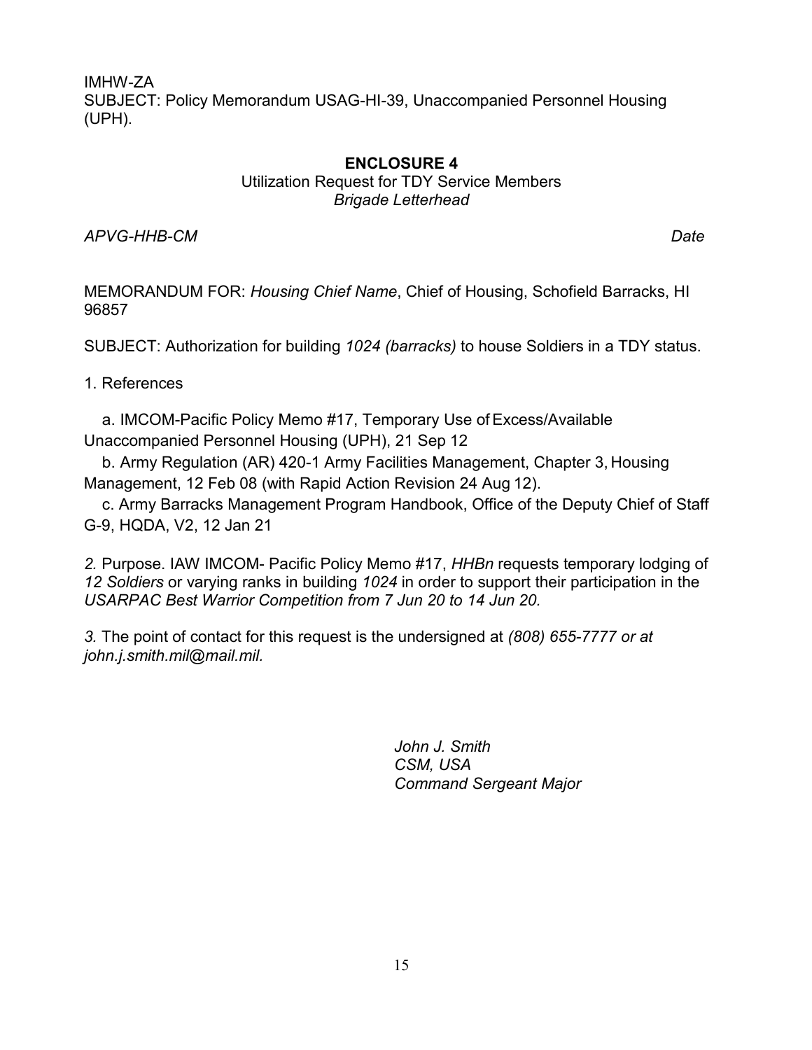IMHW-ZA
SUBJECT: Policy Memorandum USAG-HI-39, Unaccompanied Personnel Housing (UPH).

**ENCLOSURE 4**

Utilization Request for TDY Service Members
*Brigade Letterhead*

*APVG-HHB-CM* *Date*

MEMORANDUM FOR: *Housing Chief Name*, Chief of Housing, Schofield Barracks, HI 96857

SUBJECT: Authorization for building *1024 (barracks)* to house Soldiers in a TDY status.

1. References

   a. IMCOM-Pacific Policy Memo #17, Temporary Use of Excess/Available Unaccompanied Personnel Housing (UPH), 21 Sep 12

   b. Army Regulation (AR) 420-1 Army Facilities Management, Chapter 3, Housing Management, 12 Feb 08 (with Rapid Action Revision 24 Aug 12).

   c. Army Barracks Management Program Handbook, Office of the Deputy Chief of Staff G-9, HQDA, V2, 12 Jan 21

*2.* Purpose. IAW IMCOM- Pacific Policy Memo #17, *HHBn* requests temporary lodging of *12 Soldiers* or varying ranks in building *1024* in order to support their participation in the *USARPAC Best Warrior Competition from 7 Jun 20 to 14 Jun 20.*

*3.* The point of contact for this request is the undersigned at *(808) 655-7777 or at john.j.smith.mil@mail.mil.*

*John J. Smith*
*CSM, USA*
*Command Sergeant Major*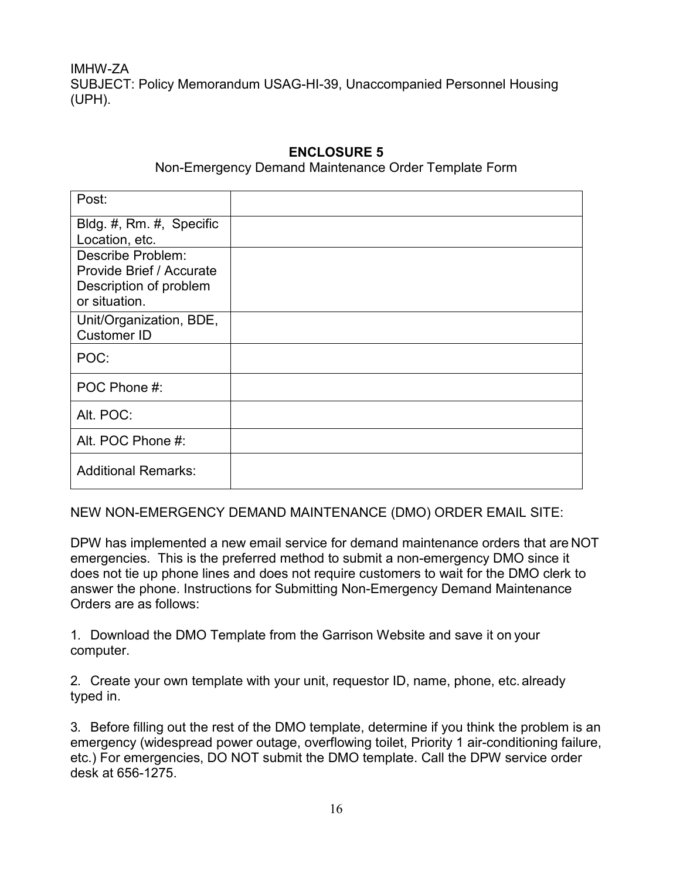IMHW-ZA
SUBJECT: Policy Memorandum USAG-HI-39, Unaccompanied Personnel Housing (UPH).

## ENCLOSURE 5

Non-Emergency Demand Maintenance Order Template Form

| | |
|---|---|
| Post: | |
| Bldg. #, Rm. #, Specific Location, etc. | |
| Describe Problem: Provide Brief / Accurate Description of problem or situation. | |
| Unit/Organization, BDE, Customer ID | |
| POC: | |
| POC Phone #: | |
| Alt. POC: | |
| Alt. POC Phone #: | |
| Additional Remarks: | |

NEW NON-EMERGENCY DEMAND MAINTENANCE (DMO) ORDER EMAIL SITE:

DPW has implemented a new email service for demand maintenance orders that are NOT emergencies. This is the preferred method to submit a non-emergency DMO since it does not tie up phone lines and does not require customers to wait for the DMO clerk to answer the phone. Instructions for Submitting Non-Emergency Demand Maintenance Orders are as follows:

1. Download the DMO Template from the Garrison Website and save it on your computer.

2. Create your own template with your unit, requestor ID, name, phone, etc. already typed in.

3. Before filling out the rest of the DMO template, determine if you think the problem is an emergency (widespread power outage, overflowing toilet, Priority 1 air-conditioning failure, etc.) For emergencies, DO NOT submit the DMO template. Call the DPW service order desk at 656-1275.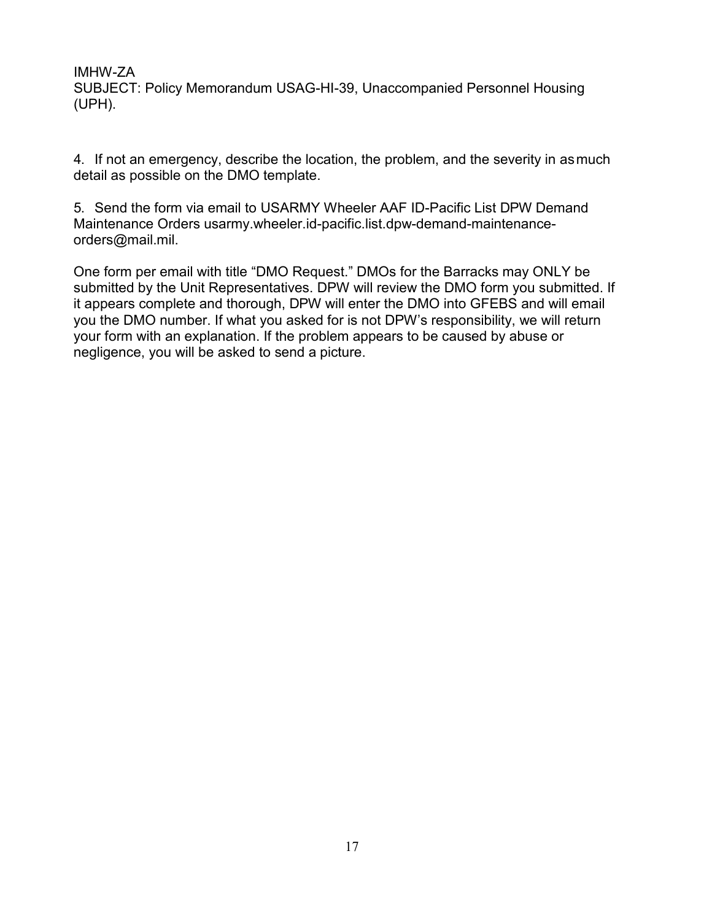4. If not an emergency, describe the location, the problem, and the severity in as much detail as possible on the DMO template.

5. Send the form via email to USARMY Wheeler AAF ID-Pacific List DPW Demand Maintenance Orders usarmy.wheeler.id-pacific.list.dpw-demand-maintenance-orders@mail.mil.

One form per email with title "DMO Request." DMOs for the Barracks may ONLY be submitted by the Unit Representatives. DPW will review the DMO form you submitted. If it appears complete and thorough, DPW will enter the DMO into GFEBS and will email you the DMO number. If what you asked for is not DPW's responsibility, we will return your form with an explanation. If the problem appears to be caused by abuse or negligence, you will be asked to send a picture.